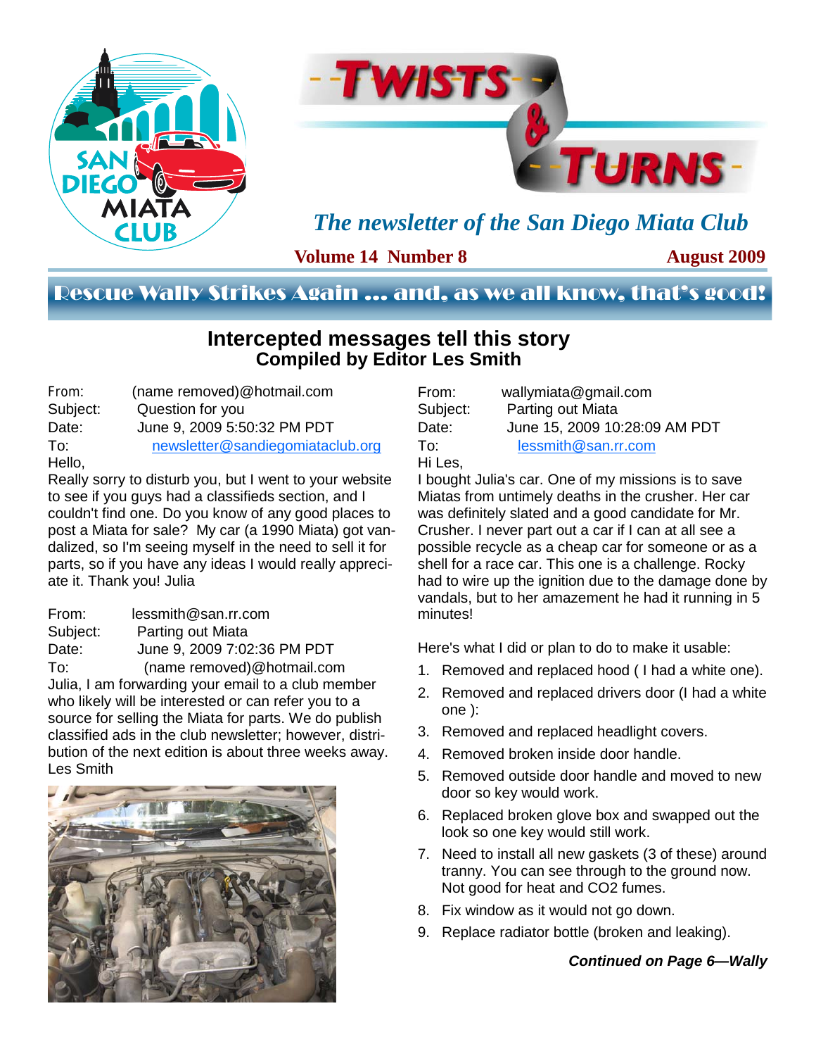# Twists & Turns

*The newsletter of the San Diego Miata Club*

**Volume 14 Number 8** **August 2009**

## Rescue Wally Strikes Again … and, as we all know, that's good!

### Intercepted messages tell this story
**Compiled by Editor Les Smith**

From: (name removed)@hotmail.com
Subject: Question for you
Date: June 9, 2009 5:50:32 PM PDT
To: newsletter@sandiegomiataclub.org

Hello,

Really sorry to disturb you, but I went to your website to see if you guys had a classifieds section, and I couldn't find one. Do you know of any good places to post a Miata for sale? My car (a 1990 Miata) got vandalized, so I'm seeing myself in the need to sell it for parts, so if you have any ideas I would really appreciate it. Thank you! Julia

From: lessmith@san.rr.com
Subject: Parting out Miata
Date: June 9, 2009 7:02:36 PM PDT
To: (name removed)@hotmail.com

Julia, I am forwarding your email to a club member who likely will be interested or can refer you to a source for selling the Miata for parts. We do publish classified ads in the club newsletter; however, distribution of the next edition is about three weeks away. Les Smith

From: wallymiata@gmail.com
Subject: Parting out Miata
Date: June 15, 2009 10:28:09 AM PDT
To: lessmith@san.rr.com

Hi Les,

I bought Julia's car. One of my missions is to save Miatas from untimely deaths in the crusher. Her car was definitely slated and a good candidate for Mr. Crusher. I never part out a car if I can at all see a possible recycle as a cheap car for someone or as a shell for a race car. This one is a challenge. Rocky had to wire up the ignition due to the damage done by vandals, but to her amazement he had it running in 5 minutes!

Here's what I did or plan to do to make it usable:

1. Removed and replaced hood ( I had a white one).
2. Removed and replaced drivers door (I had a white one ):
3. Removed and replaced headlight covers.
4. Removed broken inside door handle.
5. Removed outside door handle and moved to new door so key would work.
6. Replaced broken glove box and swapped out the look so one key would still work.
7. Need to install all new gaskets (3 of these) around tranny. You can see through to the ground now. Not good for heat and $CO_2$ fumes.
8. Fix window as it would not go down.
9. Replace radiator bottle (broken and leaking).

***Continued on Page 6—Wally***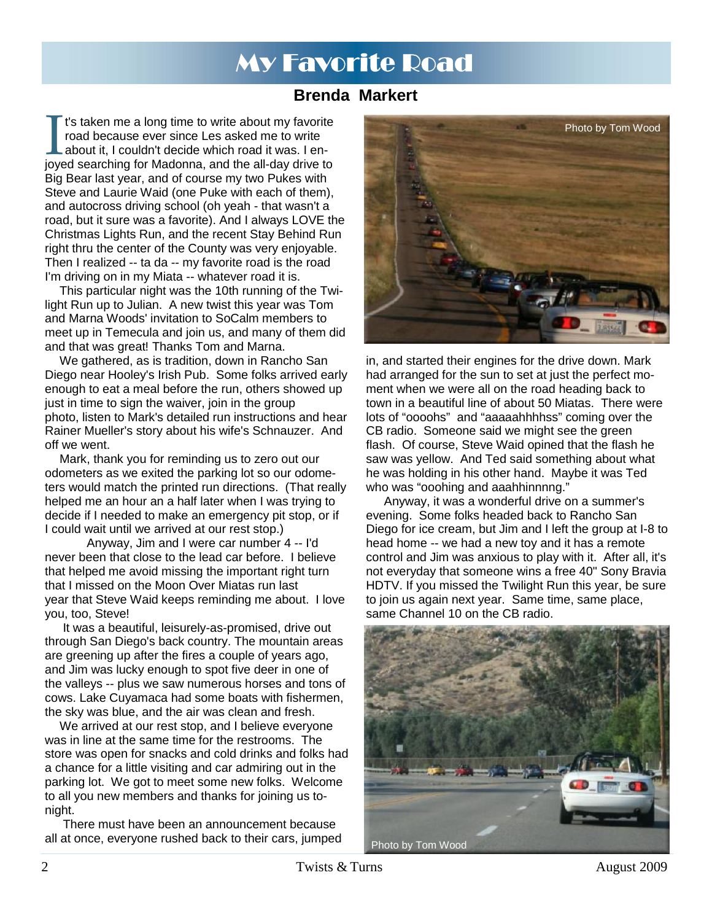# My Favorite Road

**Brenda Markert**

It's taken me a long time to write about my favorite road because ever since Les asked me to write about it, I couldn't decide which road it was. I enjoyed searching for Madonna, and the all-day drive to Big Bear last year, and of course my two Pukes with Steve and Laurie Waid (one Puke with each of them), and autocross driving school (oh yeah - that wasn't a road, but it sure was a favorite). And I always LOVE the Christmas Lights Run, and the recent Stay Behind Run right thru the center of the County was very enjoyable. Then I realized -- ta da -- my favorite road is the road I'm driving on in my Miata -- whatever road it is.

This particular night was the 10th running of the Twilight Run up to Julian. A new twist this year was Tom and Marna Woods' invitation to SoCalm members to meet up in Temecula and join us, and many of them did and that was great! Thanks Tom and Marna.

We gathered, as is tradition, down in Rancho San Diego near Hooley's Irish Pub. Some folks arrived early enough to eat a meal before the run, others showed up just in time to sign the waiver, join in the group photo, listen to Mark's detailed run instructions and hear Rainer Mueller's story about his wife's Schnauzer. And off we went.

Mark, thank you for reminding us to zero out our odometers as we exited the parking lot so our odometers would match the printed run directions. (That really helped me an hour an a half later when I was trying to decide if I needed to make an emergency pit stop, or if I could wait until we arrived at our rest stop.)

Anyway, Jim and I were car number 4 -- I'd never been that close to the lead car before. I believe that helped me avoid missing the important right turn that I missed on the Moon Over Miatas run last year that Steve Waid keeps reminding me about. I love you, too, Steve!

It was a beautiful, leisurely-as-promised, drive out through San Diego's back country. The mountain areas are greening up after the fires a couple of years ago, and Jim was lucky enough to spot five deer in one of the valleys -- plus we saw numerous horses and tons of cows. Lake Cuyamaca had some boats with fishermen, the sky was blue, and the air was clean and fresh.

We arrived at our rest stop, and I believe everyone was in line at the same time for the restrooms. The store was open for snacks and cold drinks and folks had a chance for a little visiting and car admiring out in the parking lot. We got to meet some new folks. Welcome to all you new members and thanks for joining us tonight.

There must have been an announcement because all at once, everyone rushed back to their cars, jumped in, and started their engines for the drive down. Mark had arranged for the sun to set at just the perfect moment when we were all on the road heading back to town in a beautiful line of about 50 Miatas. There were lots of "oooohs" and "aaaaahhhhss" coming over the CB radio. Someone said we might see the green flash. Of course, Steve Waid opined that the flash he saw was yellow. And Ted said something about what he was holding in his other hand. Maybe it was Ted who was "ooohing and aaahhinnnng."

Anyway, it was a wonderful drive on a summer's evening. Some folks headed back to Rancho San Diego for ice cream, but Jim and I left the group at I-8 to head home -- we had a new toy and it has a remote control and Jim was anxious to play with it. After all, it's not everyday that someone wins a free 40" Sony Bravia HDTV. If you missed the Twilight Run this year, be sure to join us again next year. Same time, same place, same Channel 10 on the CB radio.

Photo by Tom Wood

Photo by Tom Wood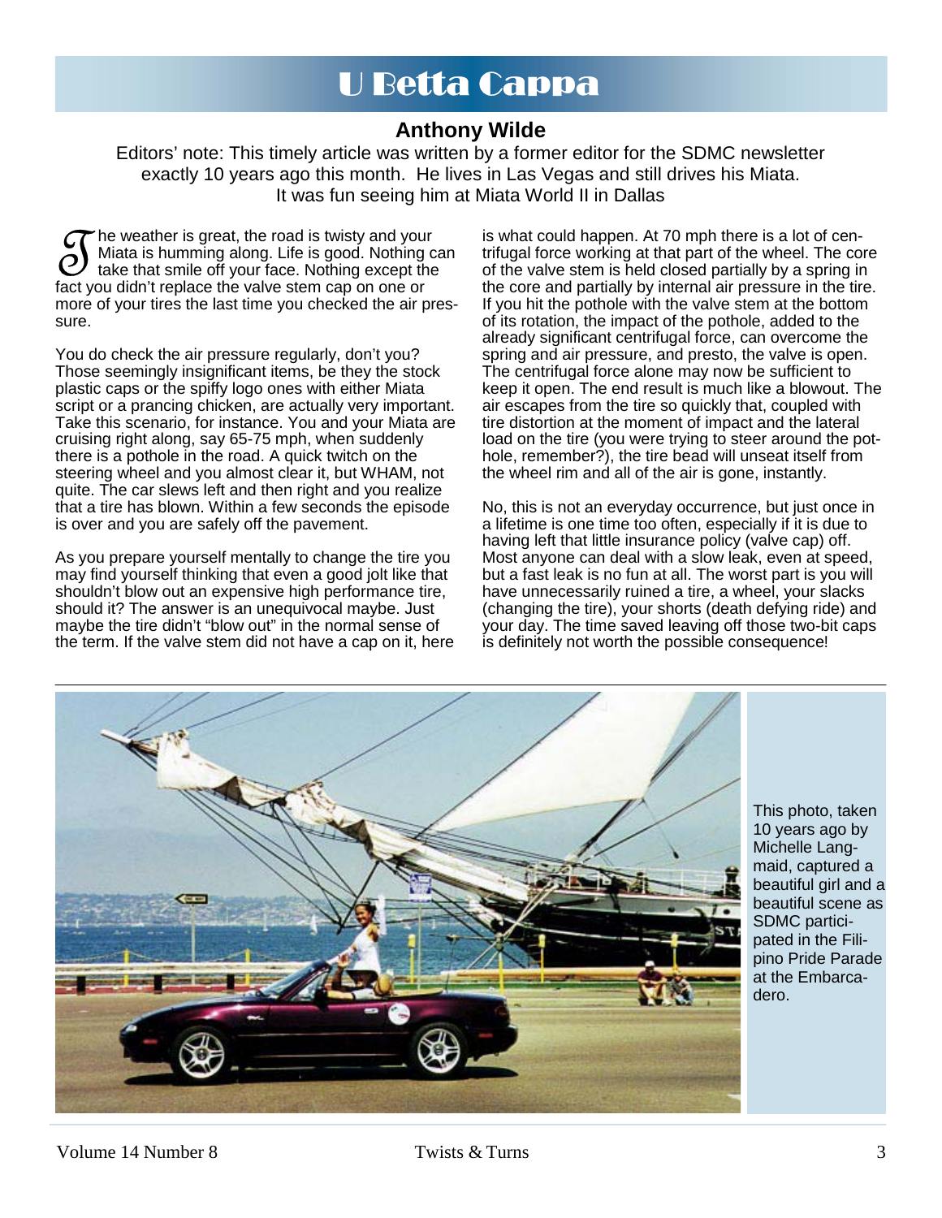# U Betta Cappa

## Anthony Wilde

Editors' note: This timely article was written by a former editor for the SDMC newsletter exactly 10 years ago this month. He lives in Las Vegas and still drives his Miata. It was fun seeing him at Miata World II in Dallas

The weather is great, the road is twisty and your Miata is humming along. Life is good. Nothing can take that smile off your face. Nothing except the fact you didn't replace the valve stem cap on one or more of your tires the last time you checked the air pressure.

You do check the air pressure regularly, don't you? Those seemingly insignificant items, be they the stock plastic caps or the spiffy logo ones with either Miata script or a prancing chicken, are actually very important. Take this scenario, for instance. You and your Miata are cruising right along, say 65-75 mph, when suddenly there is a pothole in the road. A quick twitch on the steering wheel and you almost clear it, but WHAM, not quite. The car slews left and then right and you realize that a tire has blown. Within a few seconds the episode is over and you are safely off the pavement.

As you prepare yourself mentally to change the tire you may find yourself thinking that even a good jolt like that shouldn't blow out an expensive high performance tire, should it? The answer is an unequivocal maybe. Just maybe the tire didn't "blow out" in the normal sense of the term. If the valve stem did not have a cap on it, here is what could happen. At 70 mph there is a lot of centrifugal force working at that part of the wheel. The core of the valve stem is held closed partially by a spring in the core and partially by internal air pressure in the tire. If you hit the pothole with the valve stem at the bottom of its rotation, the impact of the pothole, added to the already significant centrifugal force, can overcome the spring and air pressure, and presto, the valve is open. The centrifugal force alone may now be sufficient to keep it open. The end result is much like a blowout. The air escapes from the tire so quickly that, coupled with tire distortion at the moment of impact and the lateral load on the tire (you were trying to steer around the pothole, remember?), the tire bead will unseat itself from the wheel rim and all of the air is gone, instantly.

No, this is not an everyday occurrence, but just once in a lifetime is one time too often, especially if it is due to having left that little insurance policy (valve cap) off. Most anyone can deal with a slow leak, even at speed, but a fast leak is no fun at all. The worst part is you will have unnecessarily ruined a tire, a wheel, your slacks (changing the tire), your shorts (death defying ride) and your day. The time saved leaving off those two-bit caps is definitely not worth the possible consequence!

---

This photo, taken 10 years ago by Michelle Langmaid, captured a beautiful girl and a beautiful scene as SDMC participated in the Filipino Pride Parade at the Embarcadero.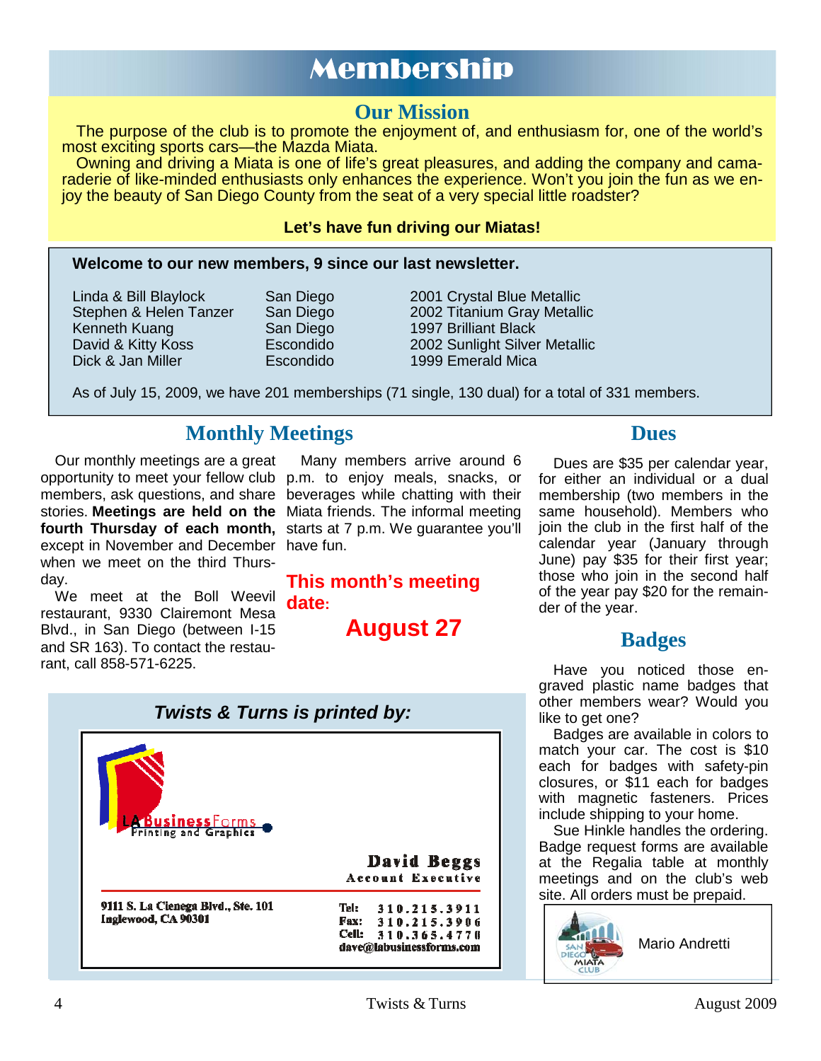# Membership

## Our Mission

The purpose of the club is to promote the enjoyment of, and enthusiasm for, one of the world's most exciting sports cars—the Mazda Miata.

Owning and driving a Miata is one of life's great pleasures, and adding the company and camaraderie of like-minded enthusiasts only enhances the experience. Won't you join the fun as we enjoy the beauty of San Diego County from the seat of a very special little roadster?

**Let's have fun driving our Miatas!**

**Welcome to our new members, 9 since our last newsletter.**

| Name | City | Car |
|---|---|---|
| Linda & Bill Blaylock | San Diego | 2001 Crystal Blue Metallic |
| Stephen & Helen Tanzer | San Diego | 2002 Titanium Gray Metallic |
| Kenneth Kuang | San Diego | 1997 Brilliant Black |
| David & Kitty Koss | Escondido | 2002 Sunlight Silver Metallic |
| Dick & Jan Miller | Escondido | 1999 Emerald Mica |

As of July 15, 2009, we have 201 memberships (71 single, 130 dual) for a total of 331 members.

## Monthly Meetings

Our monthly meetings are a great opportunity to meet your fellow club members, ask questions, and share stories. **Meetings are held on the fourth Thursday of each month,** except in November and December when we meet on the third Thursday.

We meet at the Boll Weevil restaurant, 9330 Clairemont Mesa Blvd., in San Diego (between I-15 and SR 163). To contact the restaurant, call 858-571-6225.

Many members arrive around 6 p.m. to enjoy meals, snacks, or beverages while chatting with their Miata friends. The informal meeting starts at 7 p.m. We guarantee you'll have fun.

**This month's meeting date:**

**August 27**

## Dues

Dues are $35 per calendar year, for either an individual or a dual membership (two members in the same household). Members who join the club in the first half of the calendar year (January through June) pay $35 for their first year; those who join in the second half of the year pay $20 for the remainder of the year.

## Badges

Have you noticed those engraved plastic name badges that other members wear? Would you like to get one?

Badges are available in colors to match your car. The cost is $10 each for badges with safety-pin closures, or $11 each for badges with magnetic fasteners. Prices include shipping to your home.

Sue Hinkle handles the ordering. Badge request forms are available at the Regalia table at monthly meetings and on the club's web site. All orders must be prepaid.

SAN DIEGO MIATA CLUB

Mario Andretti

***Twists & Turns is printed by:***

LA BusinessForms
Printing and Graphics

**David Beggs**
Account Executive

9111 S. La Cienega Blvd., Ste. 101
Inglewood, CA 90301

Tel: 310.215.3911
Fax: 310.215.3906
Cell: 310.365.4770
dave@labusinessforms.com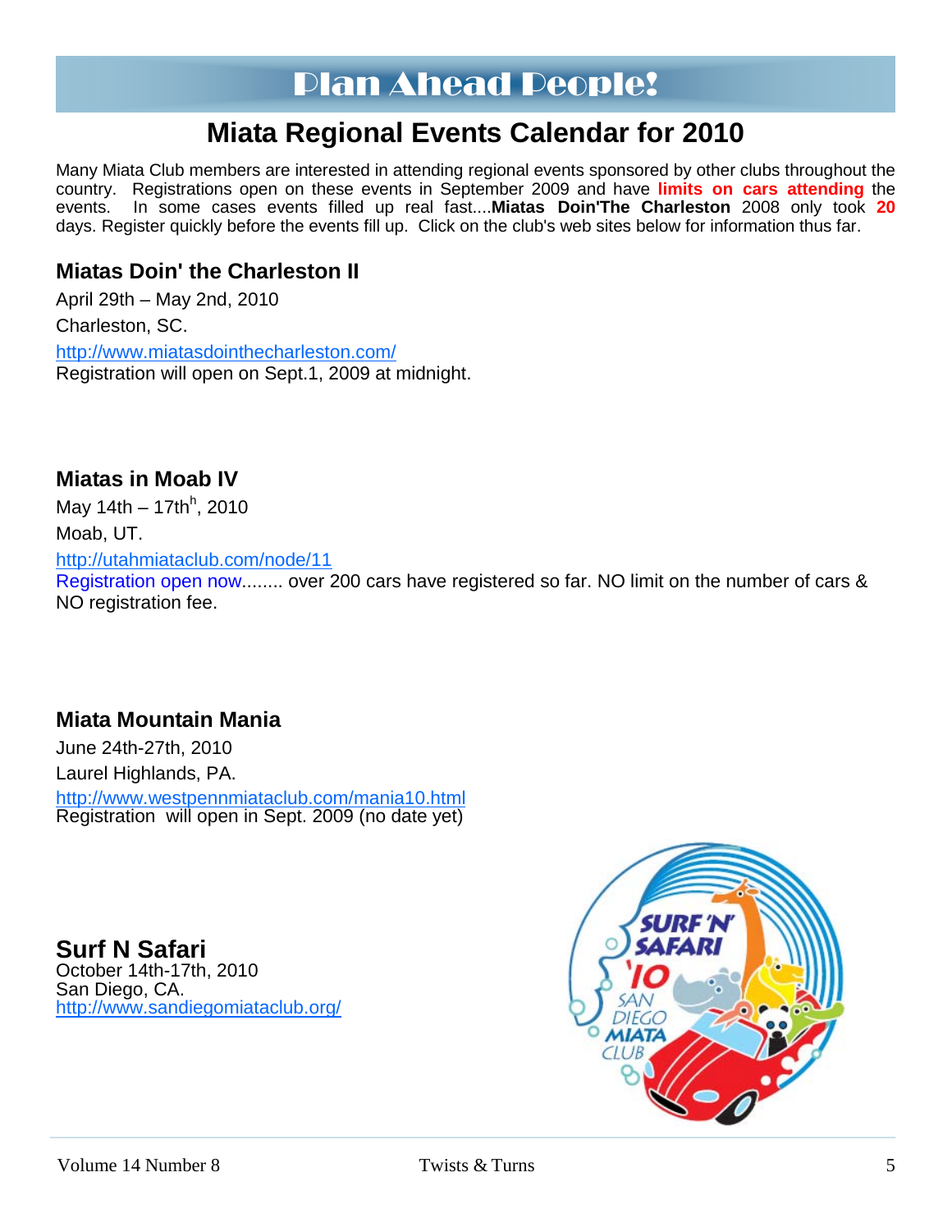# Plan Ahead People!

## Miata Regional Events Calendar for 2010

Many Miata Club members are interested in attending regional events sponsored by other clubs throughout the country. Registrations open on these events in September 2009 and have **limits on cars attending** the events. In some cases events filled up real fast....**Miatas Doin'The Charleston** 2008 only took **20** days. Register quickly before the events fill up. Click on the club's web sites below for information thus far.

### Miatas Doin' the Charleston II

April 29th – May 2nd, 2010

Charleston, SC.

http://www.miatasdointhecharleston.com/

Registration will open on Sept.1, 2009 at midnight.

### Miatas in Moab IV

May 14th – 17th[h], 2010

Moab, UT.

http://utahmiataclub.com/node/11

Registration open now........ over 200 cars have registered so far. NO limit on the number of cars & NO registration fee.

### Miata Mountain Mania

June 24th-27th, 2010

Laurel Highlands, PA.

http://www.westpennmiataclub.com/mania10.html

Registration will open in Sept. 2009 (no date yet)

### Surf N Safari

October 14th-17th, 2010

San Diego, CA.

http://www.sandiegomiataclub.org/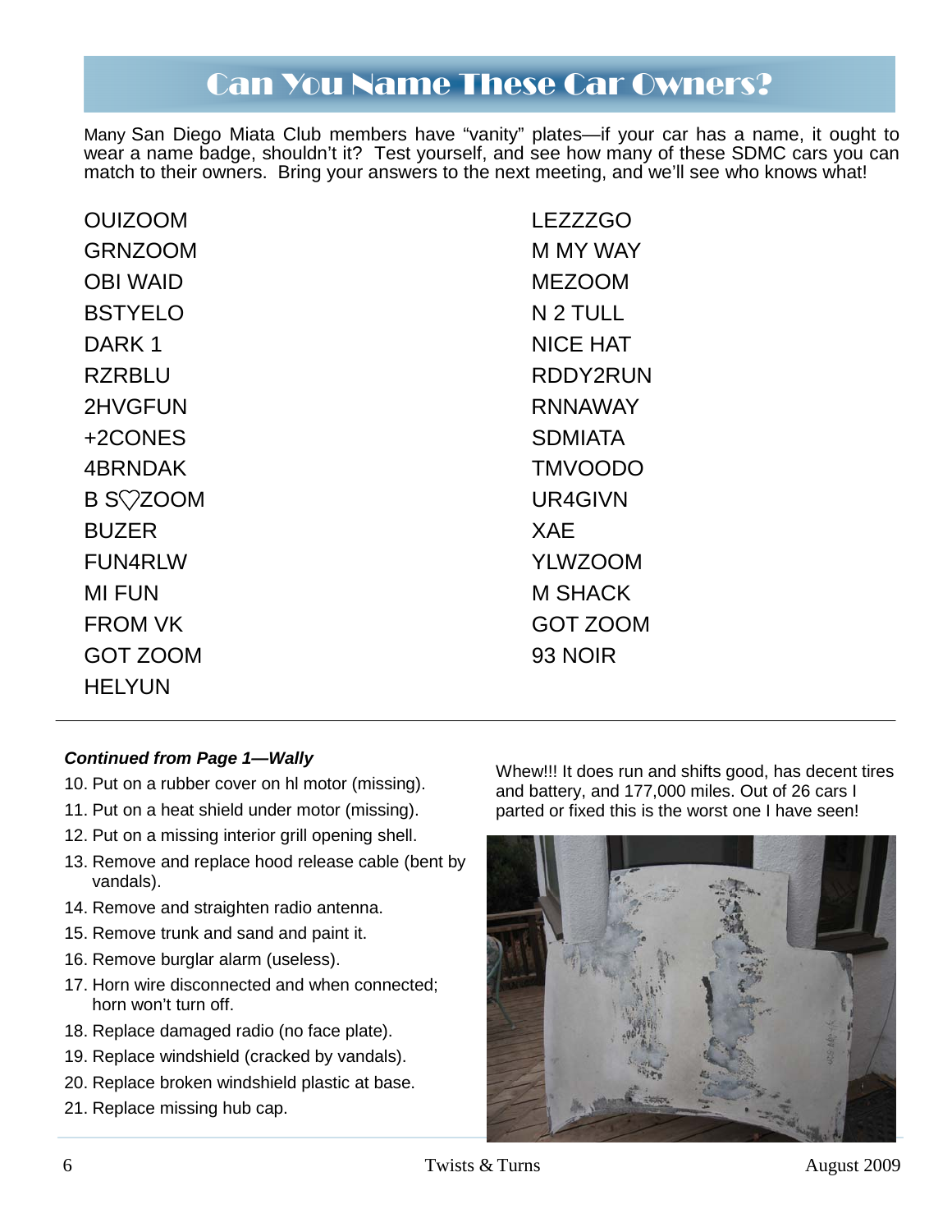# Can You Name These Car Owners?

Many San Diego Miata Club members have "vanity" plates—if your car has a name, it ought to wear a name badge, shouldn't it? Test yourself, and see how many of these SDMC cars you can match to their owners. Bring your answers to the next meeting, and we'll see who knows what!

OUIZOOM
GRNZOOM
OBI WAID
BSTYELO
DARK 1
RZRBLU
2HVGFUN
+2CONES
4BRNDAK
B S♡ZOOM
BUZER
FUN4RLW
MI FUN
FROM VK
GOT ZOOM
HELYUN
LEZZZGO
M MY WAY
MEZOOM
N 2 TULL
NICE HAT
RDDY2RUN
RNNAWAY
SDMIATA
TMVOODO
UR4GIVN
XAE
YLWZOOM
M SHACK
GOT ZOOM
93 NOIR

---

***Continued from Page 1—Wally***

10. Put on a rubber cover on hl motor (missing).
11. Put on a heat shield under motor (missing).
12. Put on a missing interior grill opening shell.
13. Remove and replace hood release cable (bent by vandals).
14. Remove and straighten radio antenna.
15. Remove trunk and sand and paint it.
16. Remove burglar alarm (useless).
17. Horn wire disconnected and when connected; horn won't turn off.
18. Replace damaged radio (no face plate).
19. Replace windshield (cracked by vandals).
20. Replace broken windshield plastic at base.
21. Replace missing hub cap.

Whew!!! It does run and shifts good, has decent tires and battery, and 177,000 miles. Out of 26 cars I parted or fixed this is the worst one I have seen!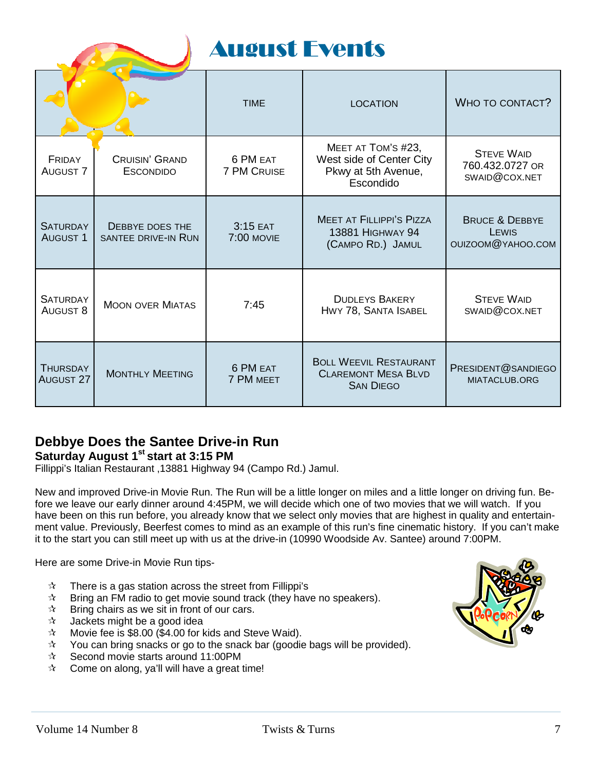# August Events

| | | Time | Location | Who to Contact? |
|---|---|---|---|---|
| Friday August 7 | Cruisin' Grand Escondido | 6 PM eat 7 PM Cruise | Meet at Tom's #23, West side of Center City Pkwy at 5th Avenue, Escondido | Steve Waid 760.432.0727 or swaid@cox.net |
| Saturday August 1 | Debbye does the Santee Drive-in Run | 3:15 eat 7:00 movie | Meet at Fillippi's Pizza 13881 Highway 94 (Campo Rd.) Jamul | Bruce & Debbye Lewis ouizoom@yahoo.com |
| Saturday August 8 | Moon over Miatas | 7:45 | Dudleys Bakery Hwy 78, Santa Isabel | Steve Waid swaid@cox.net |
| Thursday August 27 | Monthly Meeting | 6 PM eat 7 PM meet | Boll Weevil Restaurant Claremont Mesa Blvd San Diego | president@sandiegomiataclub.org |

## Debbye Does the Santee Drive-in Run

**Saturday August 1st start at 3:15 PM**

Fillippi's Italian Restaurant ,13881 Highway 94 (Campo Rd.) Jamul.

New and improved Drive-in Movie Run. The Run will be a little longer on miles and a little longer on driving fun. Before we leave our early dinner around 4:45PM, we will decide which one of two movies that we will watch. If you have been on this run before, you already know that we select only movies that are highest in quality and entertainment value. Previously, Beerfest comes to mind as an example of this run's fine cinematic history. If you can't make it to the start you can still meet up with us at the drive-in (10990 Woodside Av. Santee) around 7:00PM.

Here are some Drive-in Movie Run tips-

- There is a gas station across the street from Fillippi's
- Bring an FM radio to get movie sound track (they have no speakers).
- Bring chairs as we sit in front of our cars.
- Jackets might be a good idea
- Movie fee is $8.00 ($4.00 for kids and Steve Waid).
- You can bring snacks or go to the snack bar (goodie bags will be provided).
- Second movie starts around 11:00PM
- Come on along, ya'll will have a great time!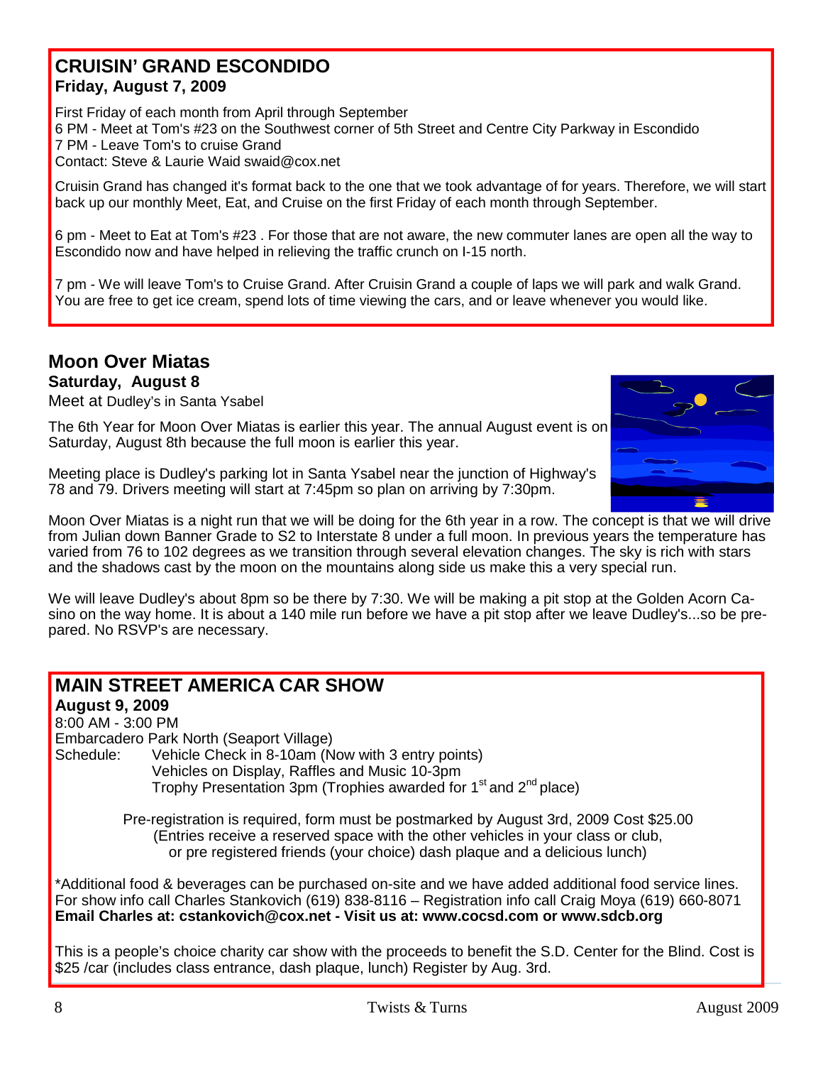## CRUISIN' GRAND ESCONDIDO

**Friday, August 7, 2009**

First Friday of each month from April through September
6 PM - Meet at Tom's #23 on the Southwest corner of 5th Street and Centre City Parkway in Escondido
7 PM - Leave Tom's to cruise Grand
Contact: Steve & Laurie Waid swaid@cox.net

Cruisin Grand has changed it's format back to the one that we took advantage of for years. Therefore, we will start back up our monthly Meet, Eat, and Cruise on the first Friday of each month through September.

6 pm - Meet to Eat at Tom's #23 . For those that are not aware, the new commuter lanes are open all the way to Escondido now and have helped in relieving the traffic crunch on I-15 north.

7 pm - We will leave Tom's to Cruise Grand. After Cruisin Grand a couple of laps we will park and walk Grand. You are free to get ice cream, spend lots of time viewing the cars, and or leave whenever you would like.

## Moon Over Miatas

**Saturday, August 8**

Meet at Dudley's in Santa Ysabel

The 6th Year for Moon Over Miatas is earlier this year. The annual August event is on Saturday, August 8th because the full moon is earlier this year.

Meeting place is Dudley's parking lot in Santa Ysabel near the junction of Highway's 78 and 79. Drivers meeting will start at 7:45pm so plan on arriving by 7:30pm.

Moon Over Miatas is a night run that we will be doing for the 6th year in a row. The concept is that we will drive from Julian down Banner Grade to S2 to Interstate 8 under a full moon. In previous years the temperature has varied from 76 to 102 degrees as we transition through several elevation changes. The sky is rich with stars and the shadows cast by the moon on the mountains along side us make this a very special run.

We will leave Dudley's about 8pm so be there by 7:30. We will be making a pit stop at the Golden Acorn Casino on the way home. It is about a 140 mile run before we have a pit stop after we leave Dudley's...so be prepared. No RSVP's are necessary.

## MAIN STREET AMERICA CAR SHOW

**August 9, 2009**

8:00 AM - 3:00 PM
Embarcadero Park North (Seaport Village)
Schedule: Vehicle Check in 8-10am (Now with 3 entry points)
Vehicles on Display, Raffles and Music 10-3pm
Trophy Presentation 3pm (Trophies awarded for 1st and 2nd place)

Pre-registration is required, form must be postmarked by August 3rd, 2009 Cost $25.00
(Entries receive a reserved space with the other vehicles in your class or club, or pre registered friends (your choice) dash plaque and a delicious lunch)

*Additional food & beverages can be purchased on-site and we have added additional food service lines.
For show info call Charles Stankovich (619) 838-8116 – Registration info call Craig Moya (619) 660-8071
**Email Charles at: cstankovich@cox.net - Visit us at: www.cocsd.com or www.sdcb.org**

This is a people's choice charity car show with the proceeds to benefit the S.D. Center for the Blind. Cost is $25 /car (includes class entrance, dash plaque, lunch) Register by Aug. 3rd.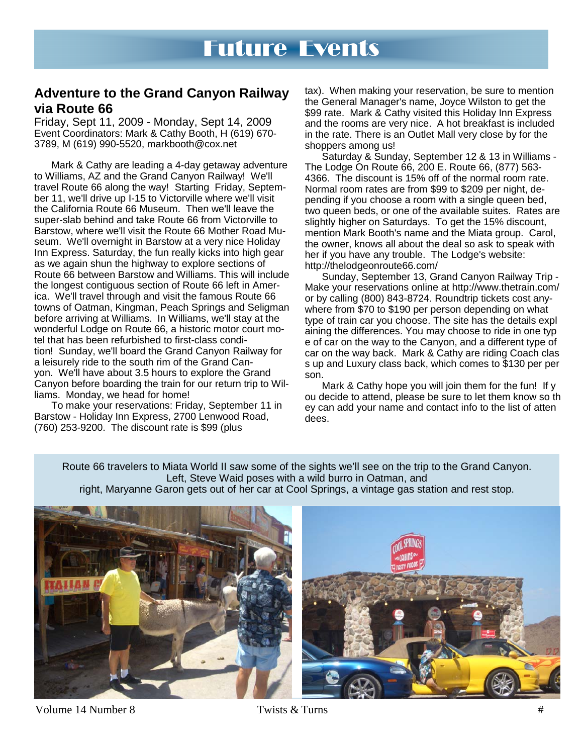# Future Events

## Adventure to the Grand Canyon Railway via Route 66

Friday, Sept 11, 2009 - Monday, Sept 14, 2009
Event Coordinators: Mark & Cathy Booth, H (619) 670-3789, M (619) 990-5520, markbooth@cox.net

Mark & Cathy are leading a 4-day getaway adventure to Williams, AZ and the Grand Canyon Railway! We'll travel Route 66 along the way! Starting Friday, September 11, we'll drive up I-15 to Victorville where we'll visit the California Route 66 Museum. Then we'll leave the super-slab behind and take Route 66 from Victorville to Barstow, where we'll visit the Route 66 Mother Road Museum. We'll overnight in Barstow at a very nice Holiday Inn Express. Saturday, the fun really kicks into high gear as we again shun the highway to explore sections of Route 66 between Barstow and Williams. This will include the longest contiguous section of Route 66 left in America. We'll travel through and visit the famous Route 66 towns of Oatman, Kingman, Peach Springs and Seligman before arriving at Williams. In Williams, we'll stay at the wonderful Lodge on Route 66, a historic motor court motel that has been refurbished to first-class condition! Sunday, we'll board the Grand Canyon Railway for a leisurely ride to the south rim of the Grand Canyon. We'll have about 3.5 hours to explore the Grand Canyon before boarding the train for our return trip to Williams. Monday, we head for home!

To make your reservations: Friday, September 11 in Barstow - Holiday Inn Express, 2700 Lenwood Road, (760) 253-9200. The discount rate is $99 (plus tax). When making your reservation, be sure to mention the General Manager's name, Joyce Wilston to get the $99 rate. Mark & Cathy visited this Holiday Inn Express and the rooms are very nice. A hot breakfast is included in the rate. There is an Outlet Mall very close by for the shoppers among us!

Saturday & Sunday, September 12 & 13 in Williams - The Lodge On Route 66, 200 E. Route 66, (877) 563-4366. The discount is 15% off of the normal room rate. Normal room rates are from $99 to $209 per night, depending if you choose a room with a single queen bed, two queen beds, or one of the available suites. Rates are slightly higher on Saturdays. To get the 15% discount, mention Mark Booth's name and the Miata group. Carol, the owner, knows all about the deal so ask to speak with her if you have any trouble. The Lodge's website: http://thelodgeonroute66.com/

Sunday, September 13, Grand Canyon Railway Trip - Make your reservations online at http://www.thetrain.com/ or by calling (800) 843-8724. Roundtrip tickets cost anywhere from $70 to $190 per person depending on what type of train car you choose. The site has the details explaining the differences. You may choose to ride in one type of car on the way to the Canyon, and a different type of car on the way back. Mark & Cathy are riding Coach class up and Luxury class back, which comes to $130 per person.

Mark & Cathy hope you will join them for the fun! If you decide to attend, please be sure to let them know so they can add your name and contact info to the list of attendees.

Route 66 travelers to Miata World II saw some of the sights we'll see on the trip to the Grand Canyon. Left, Steve Waid poses with a wild burro in Oatman, and right, Maryanne Garon gets out of her car at Cool Springs, a vintage gas station and rest stop.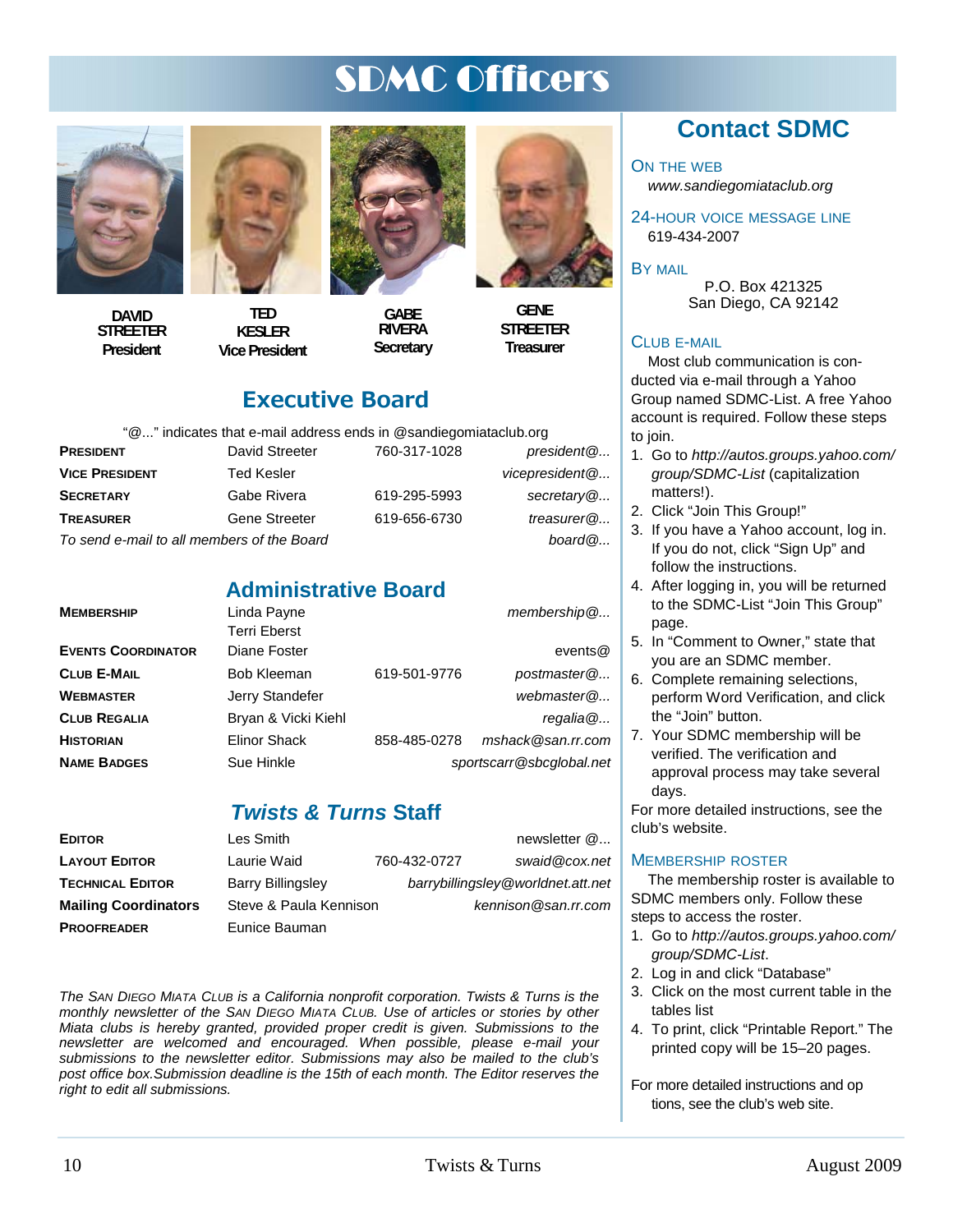# SDMC Officers

**DAVID STREETER**
**President**

**TED KESLER**
**Vice President**

**GABE RIVERA**
**Secretary**

**GENE STREETER**
**Treasurer**

## Executive Board

"@..." indicates that e-mail address ends in @sandiegomiataclub.org

| | | | |
|---|---|---|---|
| **PRESIDENT** | David Streeter | 760-317-1028 | *president@...* |
| **VICE PRESIDENT** | Ted Kesler | | *vicepresident@...* |
| **SECRETARY** | Gabe Rivera | 619-295-5993 | *secretary@...* |
| **TREASURER** | Gene Streeter | 619-656-6730 | *treasurer@...* |
| *To send e-mail to all members of the Board* | | | *board@...* |

## Administrative Board

| | | | |
|---|---|---|---|
| **MEMBERSHIP** | Linda Payne<br>Terri Eberst | | *membership@...* |
| **EVENTS COORDINATOR** | Diane Foster | | events@ |
| **CLUB E-MAIL** | Bob Kleeman | 619-501-9776 | *postmaster@...* |
| **WEBMASTER** | Jerry Standefer | | *webmaster@...* |
| **CLUB REGALIA** | Bryan & Vicki Kiehl | | *regalia@...* |
| **HISTORIAN** | Elinor Shack | 858-485-0278 | *mshack@san.rr.com* |
| **NAME BADGES** | Sue Hinkle | | *sportscarr@sbcglobal.net* |

## *Twists & Turns* Staff

| | | | |
|---|---|---|---|
| **EDITOR** | Les Smith | | newsletter @... |
| **LAYOUT EDITOR** | Laurie Waid | 760-432-0727 | *swaid@cox.net* |
| **TECHNICAL EDITOR** | Barry Billingsley | | *barrybillingsley@worldnet.att.net* |
| **Mailing Coordinators** | Steve & Paula Kennison | | *kennison@san.rr.com* |
| **PROOFREADER** | Eunice Bauman | | |

*The SAN DIEGO MIATA CLUB is a California nonprofit corporation. Twists & Turns is the monthly newsletter of the SAN DIEGO MIATA CLUB. Use of articles or stories by other Miata clubs is hereby granted, provided proper credit is given. Submissions to the newsletter are welcomed and encouraged. When possible, please e-mail your submissions to the newsletter editor. Submissions may also be mailed to the club's post office box.Submission deadline is the 15th of each month. The Editor reserves the right to edit all submissions.*

## Contact SDMC

### ON THE WEB

*www.sandiegomiataclub.org*

### 24-HOUR VOICE MESSAGE LINE

619-434-2007

### BY MAIL

P.O. Box 421325
San Diego, CA 92142

### CLUB E-MAIL

Most club communication is conducted via e-mail through a Yahoo Group named SDMC-List. A free Yahoo account is required. Follow these steps to join.

1. Go to *http://autos.groups.yahoo.com/group/SDMC-List* (capitalization matters!).
2. Click "Join This Group!"
3. If you have a Yahoo account, log in. If you do not, click "Sign Up" and follow the instructions.
4. After logging in, you will be returned to the SDMC-List "Join This Group" page.
5. In "Comment to Owner," state that you are an SDMC member.
6. Complete remaining selections, perform Word Verification, and click the "Join" button.
7. Your SDMC membership will be verified. The verification and approval process may take several days.

For more detailed instructions, see the club's website.

### MEMBERSHIP ROSTER

The membership roster is available to SDMC members only. Follow these steps to access the roster.

1. Go to *http://autos.groups.yahoo.com/group/SDMC-List*.
2. Log in and click "Database"
3. Click on the most current table in the tables list
4. To print, click "Printable Report." The printed copy will be 15–20 pages.

For more detailed instructions and options, see the club's web site.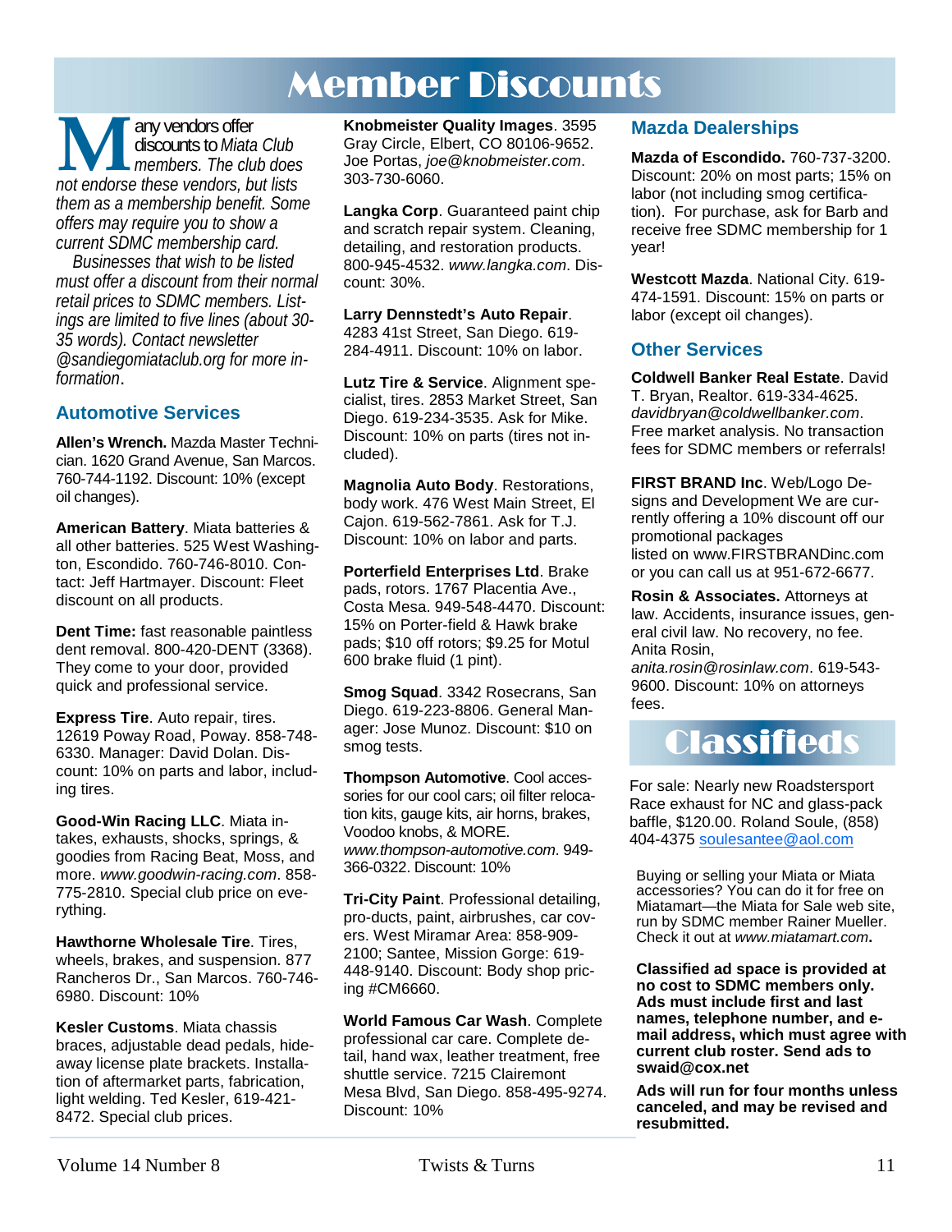# Member Discounts

*Many vendors offer discounts to Miata Club members. The club does not endorse these vendors, but lists them as a membership benefit. Some offers may require you to show a current SDMC membership card.*

*Businesses that wish to be listed must offer a discount from their normal retail prices to SDMC members. Listings are limited to five lines (about 30-35 words). Contact newsletter @sandiegomiataclub.org for more information.*

## Automotive Services

**Allen's Wrench.** Mazda Master Technician. 1620 Grand Avenue, San Marcos. 760-744-1192. Discount: 10% (except oil changes).

**American Battery**. Miata batteries & all other batteries. 525 West Washington, Escondido. 760-746-8010. Contact: Jeff Hartmayer. Discount: Fleet discount on all products.

**Dent Time:** fast reasonable paintless dent removal. 800-420-DENT (3368). They come to your door, provided quick and professional service.

**Express Tire**. Auto repair, tires. 12619 Poway Road, Poway. 858-748-6330. Manager: David Dolan. Discount: 10% on parts and labor, including tires.

**Good-Win Racing LLC**. Miata intakes, exhausts, shocks, springs, & goodies from Racing Beat, Moss, and more. *www.goodwin-racing.com*. 858-775-2810. Special club price on everything.

**Hawthorne Wholesale Tire**. Tires, wheels, brakes, and suspension. 877 Rancheros Dr., San Marcos. 760-746-6980. Discount: 10%

**Kesler Customs**. Miata chassis braces, adjustable dead pedals, hideaway license plate brackets. Installation of aftermarket parts, fabrication, light welding. Ted Kesler, 619-421-8472. Special club prices.

**Knobmeister Quality Images**. 3595 Gray Circle, Elbert, CO 80106-9652. Joe Portas, *joe@knobmeister.com*. 303-730-6060.

**Langka Corp**. Guaranteed paint chip and scratch repair system. Cleaning, detailing, and restoration products. 800-945-4532. *www.langka.com*. Discount: 30%.

**Larry Dennstedt's Auto Repair**. 4283 41st Street, San Diego. 619-284-4911. Discount: 10% on labor.

**Lutz Tire & Service**. Alignment specialist, tires. 2853 Market Street, San Diego. 619-234-3535. Ask for Mike. Discount: 10% on parts (tires not included).

**Magnolia Auto Body**. Restorations, body work. 476 West Main Street, El Cajon. 619-562-7861. Ask for T.J. Discount: 10% on labor and parts.

**Porterfield Enterprises Ltd**. Brake pads, rotors. 1767 Placentia Ave., Costa Mesa. 949-548-4470. Discount: 15% on Porter-field & Hawk brake pads; $10 off rotors; $9.25 for Motul 600 brake fluid (1 pint).

**Smog Squad**. 3342 Rosecrans, San Diego. 619-223-8806. General Manager: Jose Munoz. Discount: $10 on smog tests.

**Thompson Automotive**. Cool accessories for our cool cars; oil filter relocation kits, gauge kits, air horns, brakes, Voodoo knobs, & MORE. *www.thompson-automotive.com*. 949-366-0322. Discount: 10%

**Tri-City Paint**. Professional detailing, pro-ducts, paint, airbrushes, car covers. West Miramar Area: 858-909-2100; Santee, Mission Gorge: 619-448-9140. Discount: Body shop pricing #CM6660.

**World Famous Car Wash**. Complete professional car care. Complete detail, hand wax, leather treatment, free shuttle service. 7215 Clairemont Mesa Blvd, San Diego. 858-495-9274. Discount: 10%

## Mazda Dealerships

**Mazda of Escondido.** 760-737-3200. Discount: 20% on most parts; 15% on labor (not including smog certification). For purchase, ask for Barb and receive free SDMC membership for 1 year!

**Westcott Mazda**. National City. 619-474-1591. Discount: 15% on parts or labor (except oil changes).

## Other Services

**Coldwell Banker Real Estate**. David T. Bryan, Realtor. 619-334-4625. *davidbryan@coldwellbanker.com*. Free market analysis. No transaction fees for SDMC members or referrals!

**FIRST BRAND Inc**. Web/Logo Designs and Development We are currently offering a 10% discount off our promotional packages listed on www.FIRSTBRANDinc.com or you can call us at 951-672-6677.

**Rosin & Associates.** Attorneys at law. Accidents, insurance issues, general civil law. No recovery, no fee. Anita Rosin, *anita.rosin@rosinlaw.com*. 619-543-9600. Discount: 10% on attorneys fees.

# Classifieds

For sale: Nearly new Roadstersport Race exhaust for NC and glass-pack baffle, $120.00. Roland Soule, (858) 404-4375 soulesantee@aol.com

Buying or selling your Miata or Miata accessories? You can do it for free on Miatamart—the Miata for Sale web site, run by SDMC member Rainer Mueller. Check it out at *www.miatamart.com*.

**Classified ad space is provided at no cost to SDMC members only. Ads must include first and last names, telephone number, and e-mail address, which must agree with current club roster. Send ads to swaid@cox.net**

**Ads will run for four months unless canceled, and may be revised and resubmitted.**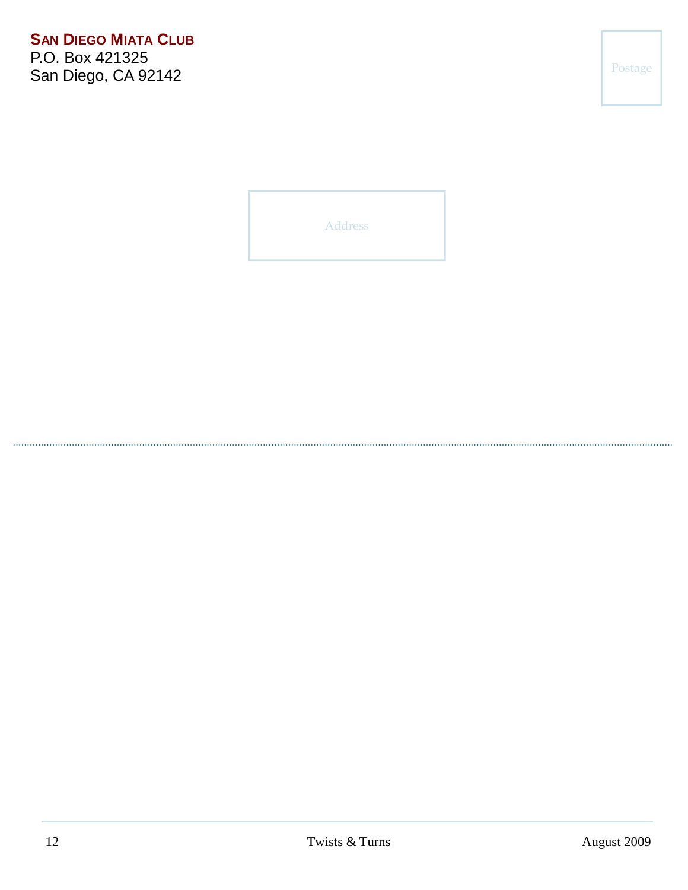**SAN DIEGO MIATA CLUB**
P.O. Box 421325
San Diego, CA 92142

Postage

Address